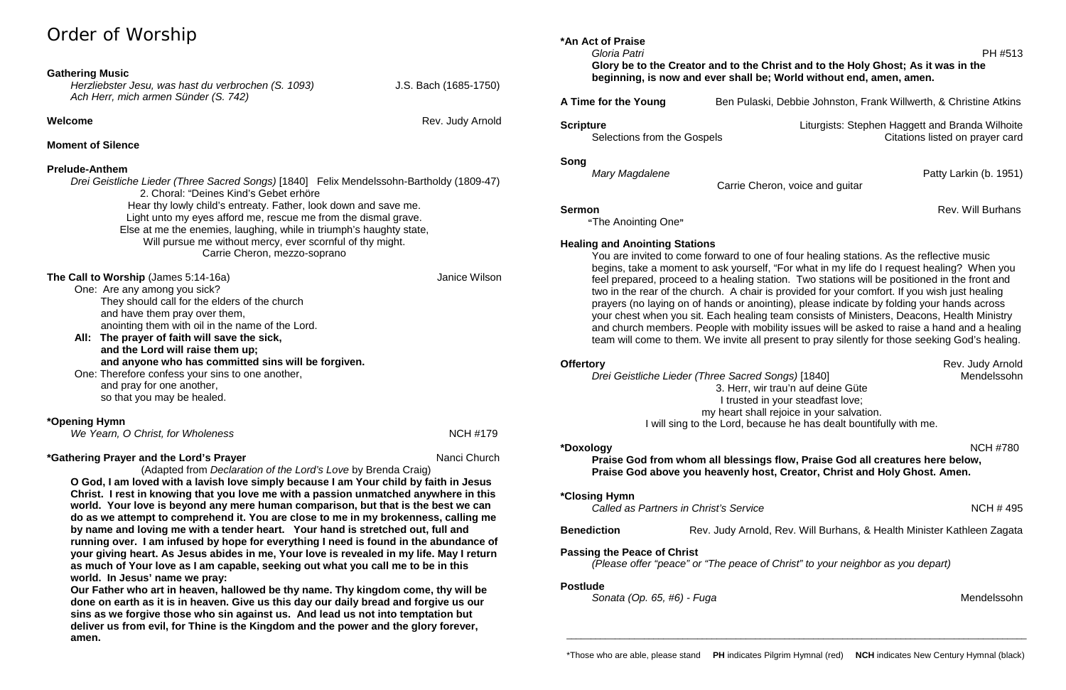# Order of Worship

**Gathering Music**

*Herzliebster Jesu, was hast du verbrochen (S. 1093)* J.S. Bach (1685-1750)
*Ach Herr, mich armen Sünder (S. 742)*

**Welcome** Rev. Judy Arnold

**Moment of Silence**

**Prelude-Anthem**

*Drei Geistliche Lieder (Three Sacred Songs)* [1840] Felix Mendelssohn-Bartholdy (1809-47)

2. Choral: "Deines Kind's Gebet erhöre
Hear thy lowly child's entreaty. Father, look down and save me.
Light unto my eyes afford me, rescue me from the dismal grave.
Else at me the enemies, laughing, while in triumph's haughty state,
Will pursue me without mercy, ever scornful of thy might.
Carrie Cheron, mezzo-soprano

**The Call to Worship** (James 5:14-16a) Janice Wilson

One: Are any among you sick?
They should call for the elders of the church
and have them pray over them,
anointing them with oil in the name of the Lord.
**All: The prayer of faith will save the sick,**
**and the Lord will raise them up;**
**and anyone who has committed sins will be forgiven.**
One: Therefore confess your sins to one another,
and pray for one another,
so that you may be healed.

**\*Opening Hymn**

*We Yearn, O Christ, for Wholeness* NCH #179

**\*Gathering Prayer and the Lord's Prayer** Nanci Church

(Adapted from *Declaration of the Lord's Love* by Brenda Craig)

**O God, I am loved with a lavish love simply because I am Your child by faith in Jesus Christ. I rest in knowing that you love me with a passion unmatched anywhere in this world. Your love is beyond any mere human comparison, but that is the best we can do as we attempt to comprehend it. You are close to me in my brokenness, calling me by name and loving me with a tender heart. Your hand is stretched out, full and running over. I am infused by hope for everything I need is found in the abundance of your giving heart. As Jesus abides in me, Your love is revealed in my life. May I return as much of Your love as I am capable, seeking out what you call me to be in this world. In Jesus' name we pray:**

**Our Father who art in heaven, hallowed be thy name. Thy kingdom come, thy will be done on earth as it is in heaven. Give us this day our daily bread and forgive us our sins as we forgive those who sin against us. And lead us not into temptation but deliver us from evil, for Thine is the Kingdom and the power and the glory forever, amen.**

**\*An Act of Praise**

*Gloria Patri* PH #513

**Glory be to the Creator and to the Christ and to the Holy Ghost; As it was in the beginning, is now and ever shall be; World without end, amen, amen.**

**A Time for the Young** Ben Pulaski, Debbie Johnston, Frank Willwerth, & Christine Atkins

**Scripture** Liturgists: Stephen Haggett and Branda Wilhoite

Selections from the Gospels Citations listed on prayer card

**Song**

*Mary Magdalene* Patty Larkin (b. 1951)

Carrie Cheron, voice and guitar

**Sermon** Rev. Will Burhans

"The Anointing One"

**Healing and Anointing Stations**

You are invited to come forward to one of four healing stations. As the reflective music begins, take a moment to ask yourself, "For what in my life do I request healing? When you feel prepared, proceed to a healing station. Two stations will be positioned in the front and two in the rear of the church. A chair is provided for your comfort. If you wish just healing prayers (no laying on of hands or anointing), please indicate by folding your hands across your chest when you sit. Each healing team consists of Ministers, Deacons, Health Ministry and church members. People with mobility issues will be asked to raise a hand and a healing team will come to them. We invite all present to pray silently for those seeking God's healing.

**Offertory** Rev. Judy Arnold

*Drei Geistliche Lieder (Three Sacred Songs)* [1840] Mendelssohn

3. Herr, wir trau'n auf deine Güte
I trusted in your steadfast love;
my heart shall rejoice in your salvation.
I will sing to the Lord, because he has dealt bountifully with me.

**\*Doxology** NCH #780

**Praise God from whom all blessings flow, Praise God all creatures here below, Praise God above you heavenly host, Creator, Christ and Holy Ghost. Amen.**

**\*Closing Hymn**

*Called as Partners in Christ's Service* NCH # 495

**Benediction** Rev. Judy Arnold, Rev. Will Burhans, & Health Minister Kathleen Zagata

**Passing the Peace of Christ**

*(Please offer "peace" or "The peace of Christ" to your neighbor as you depart)*

**Postlude**

*Sonata (Op. 65, #6) - Fuga* Mendelssohn

---

\*Those who are able, please stand **PH** indicates Pilgrim Hymnal (red) **NCH** indicates New Century Hymnal (black)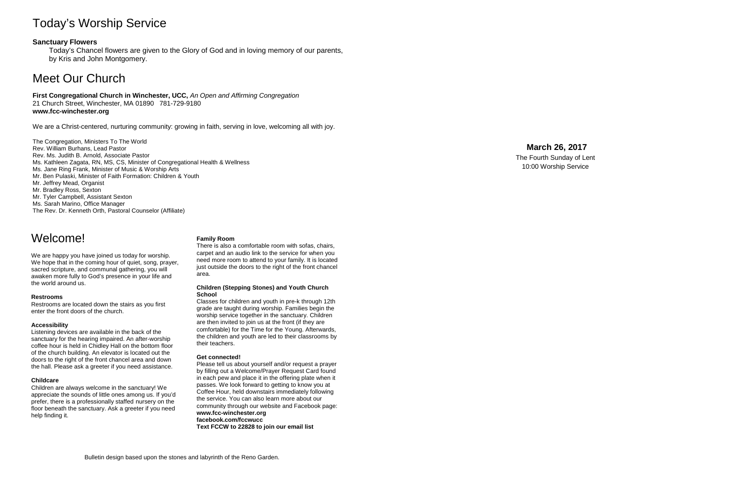# Today's Worship Service

**Sanctuary Flowers**

Today's Chancel flowers are given to the Glory of God and in loving memory of our parents, by Kris and John Montgomery.

# Meet Our Church

**First Congregational Church in Winchester, UCC,** *An Open and Affirming Congregation*
21 Church Street, Winchester, MA 01890 781-729-9180
**www.fcc-winchester.org**

We are a Christ-centered, nurturing community: growing in faith, serving in love, welcoming all with joy.

The Congregation, Ministers To The World
Rev. William Burhans, Lead Pastor
Rev. Ms. Judith B. Arnold, Associate Pastor
Ms. Kathleen Zagata, RN, MS, CS, Minister of Congregational Health & Wellness
Ms. Jane Ring Frank, Minister of Music & Worship Arts
Mr. Ben Pulaski, Minister of Faith Formation: Children & Youth
Mr. Jeffrey Mead, Organist
Mr. Bradley Ross, Sexton
Mr. Tyler Campbell, Assistant Sexton
Ms. Sarah Marino, Office Manager
The Rev. Dr. Kenneth Orth, Pastoral Counselor (Affiliate)

# Welcome!

We are happy you have joined us today for worship. We hope that in the coming hour of quiet, song, prayer, sacred scripture, and communal gathering, you will awaken more fully to God's presence in your life and the world around us.

**Restrooms**

Restrooms are located down the stairs as you first enter the front doors of the church.

**Accessibility**

Listening devices are available in the back of the sanctuary for the hearing impaired. An after-worship coffee hour is held in Chidley Hall on the bottom floor of the church building. An elevator is located out the doors to the right of the front chancel area and down the hall. Please ask a greeter if you need assistance.

**Childcare**

Children are always welcome in the sanctuary! We appreciate the sounds of little ones among us. If you'd prefer, there is a professionally staffed nursery on the floor beneath the sanctuary. Ask a greeter if you need help finding it.

**Family Room**

There is also a comfortable room with sofas, chairs, carpet and an audio link to the service for when you need more room to attend to your family. It is located just outside the doors to the right of the front chancel area.

**Children (Stepping Stones) and Youth Church School**

Classes for children and youth in pre-k through 12th grade are taught during worship. Families begin the worship service together in the sanctuary. Children are then invited to join us at the front (if they are comfortable) for the Time for the Young. Afterwards, the children and youth are led to their classrooms by their teachers.

**Get connected!**

Please tell us about yourself and/or request a prayer by filling out a Welcome/Prayer Request Card found in each pew and place it in the offering plate when it passes. We look forward to getting to know you at Coffee Hour, held downstairs immediately following the service. You can also learn more about our community through our website and Facebook page:
**www.fcc-winchester.org**
**facebook.com/fccwucc**
**Text FCCW to 22828 to join our email list**

Bulletin design based upon the stones and labyrinth of the Reno Garden.

**March 26, 2017**
The Fourth Sunday of Lent
10:00 Worship Service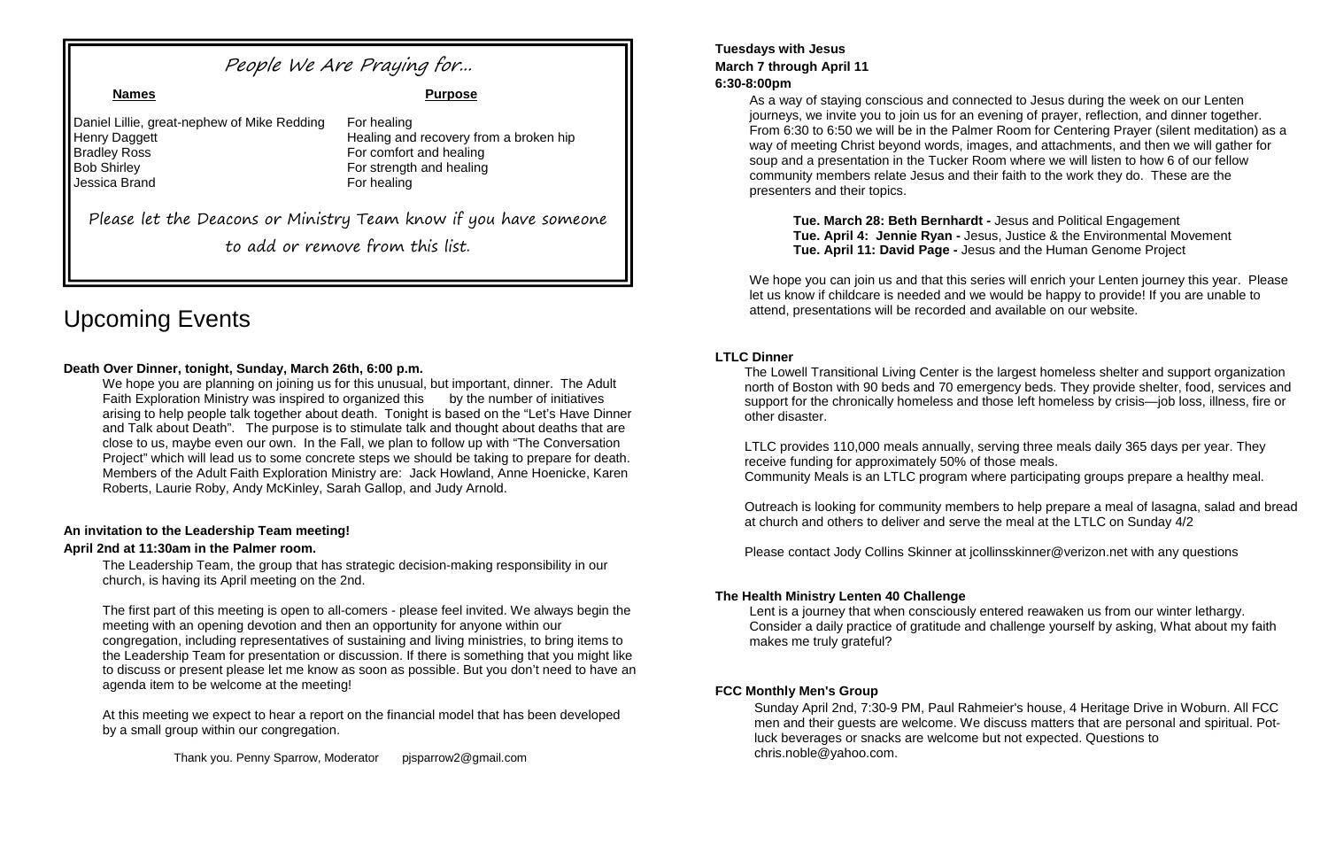## People We Are Praying for...

| Names | Purpose |
| --- | --- |
| Daniel Lillie, great-nephew of Mike Redding | For healing |
| Henry Daggett | Healing and recovery from a broken hip |
| Bradley Ross | For comfort and healing |
| Bob Shirley | For strength and healing |
| Jessica Brand | For healing |

Please let the Deacons or Ministry Team know if you have someone to add or remove from this list.

# Upcoming Events

**Death Over Dinner, tonight, Sunday, March 26th, 6:00 p.m.**

We hope you are planning on joining us for this unusual, but important, dinner. The Adult Faith Exploration Ministry was inspired to organized this by the number of initiatives arising to help people talk together about death. Tonight is based on the "Let's Have Dinner and Talk about Death". The purpose is to stimulate talk and thought about deaths that are close to us, maybe even our own. In the Fall, we plan to follow up with "The Conversation Project" which will lead us to some concrete steps we should be taking to prepare for death. Members of the Adult Faith Exploration Ministry are: Jack Howland, Anne Hoenicke, Karen Roberts, Laurie Roby, Andy McKinley, Sarah Gallop, and Judy Arnold.

**An invitation to the Leadership Team meeting!**
**April 2nd at 11:30am in the Palmer room.**

The Leadership Team, the group that has strategic decision-making responsibility in our church, is having its April meeting on the 2nd.

The first part of this meeting is open to all-comers - please feel invited. We always begin the meeting with an opening devotion and then an opportunity for anyone within our congregation, including representatives of sustaining and living ministries, to bring items to the Leadership Team for presentation or discussion. If there is something that you might like to discuss or present please let me know as soon as possible. But you don't need to have an agenda item to be welcome at the meeting!

At this meeting we expect to hear a report on the financial model that has been developed by a small group within our congregation.

Thank you. Penny Sparrow, Moderator pjsparrow2@gmail.com

**Tuesdays with Jesus**
**March 7 through April 11**
**6:30-8:00pm**

As a way of staying conscious and connected to Jesus during the week on our Lenten journeys, we invite you to join us for an evening of prayer, reflection, and dinner together. From 6:30 to 6:50 we will be in the Palmer Room for Centering Prayer (silent meditation) as a way of meeting Christ beyond words, images, and attachments, and then we will gather for soup and a presentation in the Tucker Room where we will listen to how 6 of our fellow community members relate Jesus and their faith to the work they do. These are the presenters and their topics.

**Tue. March 28: Beth Bernhardt -** Jesus and Political Engagement
**Tue. April 4: Jennie Ryan -** Jesus, Justice & the Environmental Movement
**Tue. April 11: David Page -** Jesus and the Human Genome Project

We hope you can join us and that this series will enrich your Lenten journey this year. Please let us know if childcare is needed and we would be happy to provide! If you are unable to attend, presentations will be recorded and available on our website.

**LTLC Dinner**

The Lowell Transitional Living Center is the largest homeless shelter and support organization north of Boston with 90 beds and 70 emergency beds. They provide shelter, food, services and support for the chronically homeless and those left homeless by crisis—job loss, illness, fire or other disaster.

LTLC provides 110,000 meals annually, serving three meals daily 365 days per year. They receive funding for approximately 50% of those meals.
Community Meals is an LTLC program where participating groups prepare a healthy meal.

Outreach is looking for community members to help prepare a meal of lasagna, salad and bread at church and others to deliver and serve the meal at the LTLC on Sunday 4/2

Please contact Jody Collins Skinner at jcollinsskinner@verizon.net with any questions

**The Health Ministry Lenten 40 Challenge**

Lent is a journey that when consciously entered reawaken us from our winter lethargy. Consider a daily practice of gratitude and challenge yourself by asking, What about my faith makes me truly grateful?

**FCC Monthly Men's Group**

Sunday April 2nd, 7:30-9 PM, Paul Rahmeier's house, 4 Heritage Drive in Woburn. All FCC men and their guests are welcome. We discuss matters that are personal and spiritual. Pot-luck beverages or snacks are welcome but not expected. Questions to chris.noble@yahoo.com.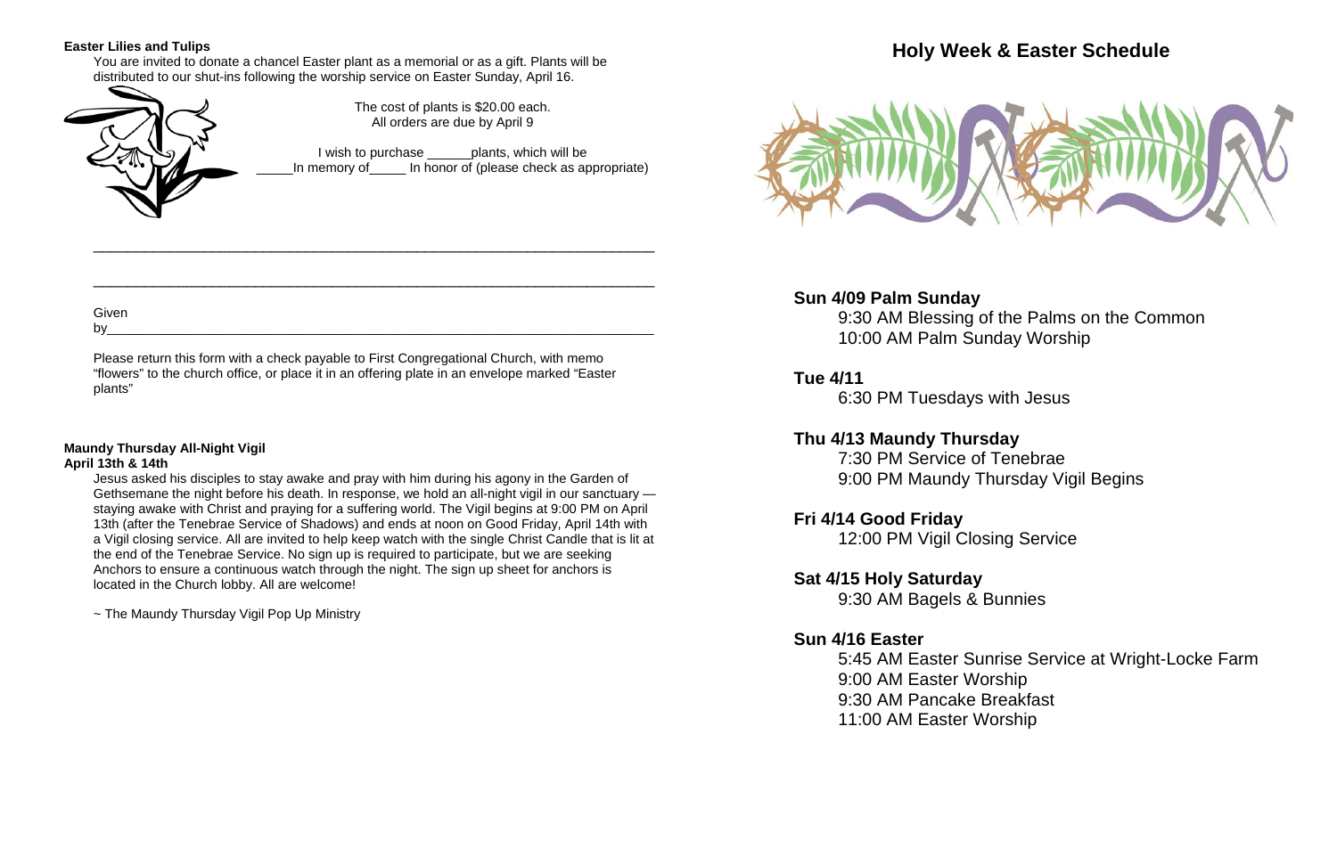**Easter Lilies and Tulips**

You are invited to donate a chancel Easter plant as a memorial or as a gift. Plants will be distributed to our shut-ins following the worship service on Easter Sunday, April 16.

The cost of plants is $20.00 each.
All orders are due by April 9

I wish to purchase ______plants, which will be
_____In memory of_____ In honor of (please check as appropriate)

___________________________________________________________________________

___________________________________________________________________________

Given by___________________________________________________________________________

Please return this form with a check payable to First Congregational Church, with memo "flowers" to the church office, or place it in an offering plate in an envelope marked "Easter plants"

**Maundy Thursday All-Night Vigil**
**April 13th & 14th**

Jesus asked his disciples to stay awake and pray with him during his agony in the Garden of Gethsemane the night before his death. In response, we hold an all-night vigil in our sanctuary — staying awake with Christ and praying for a suffering world. The Vigil begins at 9:00 PM on April 13th (after the Tenebrae Service of Shadows) and ends at noon on Good Friday, April 14th with a Vigil closing service. All are invited to help keep watch with the single Christ Candle that is lit at the end of the Tenebrae Service. No sign up is required to participate, but we are seeking Anchors to ensure a continuous watch through the night. The sign up sheet for anchors is located in the Church lobby. All are welcome!

~ The Maundy Thursday Vigil Pop Up Ministry

## Holy Week & Easter Schedule

**Sun 4/09 Palm Sunday**
9:30 AM Blessing of the Palms on the Common
10:00 AM Palm Sunday Worship

**Tue 4/11**
6:30 PM Tuesdays with Jesus

**Thu 4/13 Maundy Thursday**
7:30 PM Service of Tenebrae
9:00 PM Maundy Thursday Vigil Begins

**Fri 4/14 Good Friday**
12:00 PM Vigil Closing Service

**Sat 4/15 Holy Saturday**
9:30 AM Bagels & Bunnies

**Sun 4/16 Easter**
5:45 AM Easter Sunrise Service at Wright-Locke Farm
9:00 AM Easter Worship
9:30 AM Pancake Breakfast
11:00 AM Easter Worship